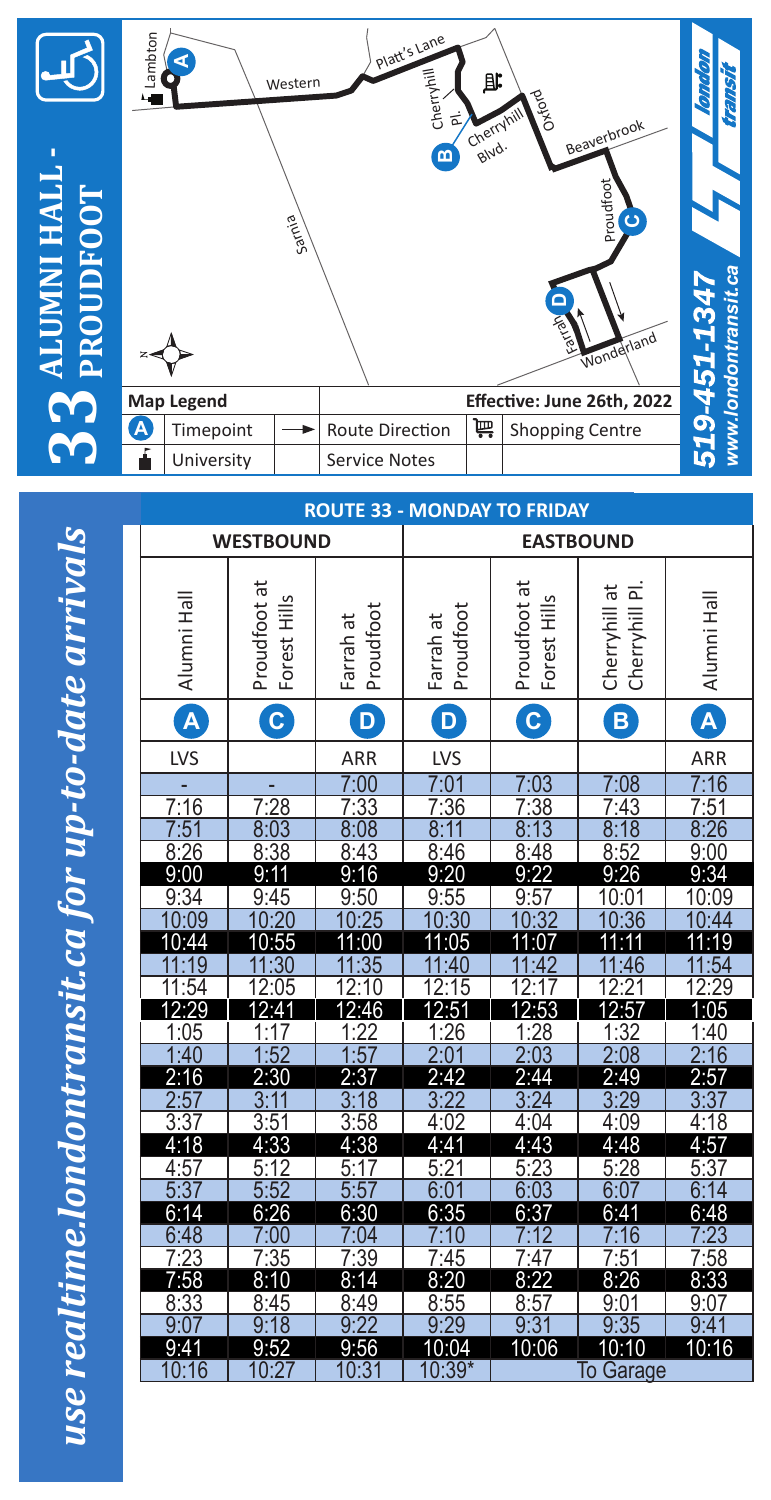# 33 ALUMNI HALL - PROUDFOOT

london transit

519-451-1347
www.londontransit.ca

Lambton, Western, Sarnia, Platt's Lane, Cherryhill Pl., Cherryhill Blvd., Oxford, Beaverbrook, Proudfoot, Farrah, Wonderland

| Map Legend | | | Effective: June 26th, 2022 |
|---|---|---|---|
| A | Timepoint | → Route Direction | Shopping Centre |
| | University | Service Notes | |

*use realtime.londontransit.ca for up-to-date arrivals*

## ROUTE 33 - MONDAY TO FRIDAY

| WESTBOUND | | | EASTBOUND | | | |
|---|---|---|---|---|---|---|
| Alumni Hall | Proudfoot at Forest Hills | Farrah at Proudfoot | Farrah at Proudfoot | Proudfoot at Forest Hills | Cherryhill at Cherryhill Pl. | Alumni Hall |
| A | C | D | D | C | B | A |
| LVS | | ARR | LVS | | | ARR |
| - | - | 7:00 | 7:01 | 7:03 | 7:08 | 7:16 |
| 7:16 | 7:28 | 7:33 | 7:36 | 7:38 | 7:43 | 7:51 |
| 7:51 | 8:03 | 8:08 | 8:11 | 8:13 | 8:18 | 8:26 |
| 8:26 | 8:38 | 8:43 | 8:46 | 8:48 | 8:52 | 9:00 |
| 9:00 | 9:11 | 9:16 | 9:20 | 9:22 | 9:26 | 9:34 |
| 9:34 | 9:45 | 9:50 | 9:55 | 9:57 | 10:01 | 10:09 |
| 10:09 | 10:20 | 10:25 | 10:30 | 10:32 | 10:36 | 10:44 |
| 10:44 | 10:55 | 11:00 | 11:05 | 11:07 | 11:11 | 11:19 |
| 11:19 | 11:30 | 11:35 | 11:40 | 11:42 | 11:46 | 11:54 |
| 11:54 | 12:05 | 12:10 | 12:15 | 12:17 | 12:21 | 12:29 |
| 12:29 | 12:41 | 12:46 | 12:51 | 12:53 | 12:57 | 1:05 |
| 1:05 | 1:17 | 1:22 | 1:26 | 1:28 | 1:32 | 1:40 |
| 1:40 | 1:52 | 1:57 | 2:01 | 2:03 | 2:08 | 2:16 |
| 2:16 | 2:30 | 2:37 | 2:42 | 2:44 | 2:49 | 2:57 |
| 2:57 | 3:11 | 3:18 | 3:22 | 3:24 | 3:29 | 3:37 |
| 3:37 | 3:51 | 3:58 | 4:02 | 4:04 | 4:09 | 4:18 |
| 4:18 | 4:33 | 4:38 | 4:41 | 4:43 | 4:48 | 4:57 |
| 4:57 | 5:12 | 5:17 | 5:21 | 5:23 | 5:28 | 5:37 |
| 5:37 | 5:52 | 5:57 | 6:01 | 6:03 | 6:07 | 6:14 |
| 6:14 | 6:26 | 6:30 | 6:35 | 6:37 | 6:41 | 6:48 |
| 6:48 | 7:00 | 7:04 | 7:10 | 7:12 | 7:16 | 7:23 |
| 7:23 | 7:35 | 7:39 | 7:45 | 7:47 | 7:51 | 7:58 |
| 7:58 | 8:10 | 8:14 | 8:20 | 8:22 | 8:26 | 8:33 |
| 8:33 | 8:45 | 8:49 | 8:55 | 8:57 | 9:01 | 9:07 |
| 9:07 | 9:18 | 9:22 | 9:29 | 9:31 | 9:35 | 9:41 |
| 9:41 | 9:52 | 9:56 | 10:04 | 10:06 | 10:10 | 10:16 |
| 10:16 | 10:27 | 10:31 | 10:39* | To Garage | | |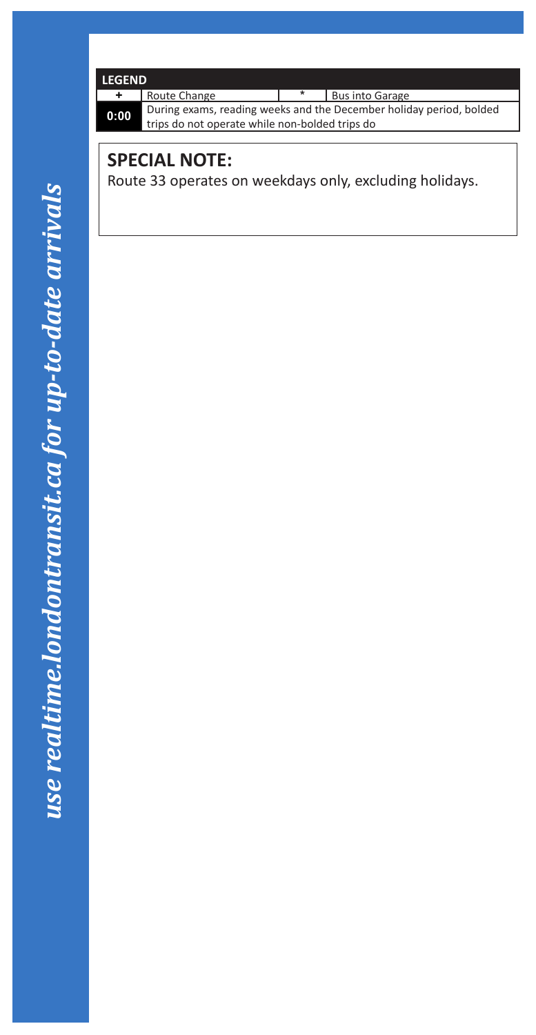## LEGEND

| | | | |
|---|---|---|---|
| + | Route Change | * | Bus into Garage |
| **0:00** | During exams, reading weeks and the December holiday period, bolded trips do not operate while non-bolded trips do | | |

## SPECIAL NOTE:

Route 33 operates on weekdays only, excluding holidays.

*use realtime.londontransit.ca for up-to-date arrivals*